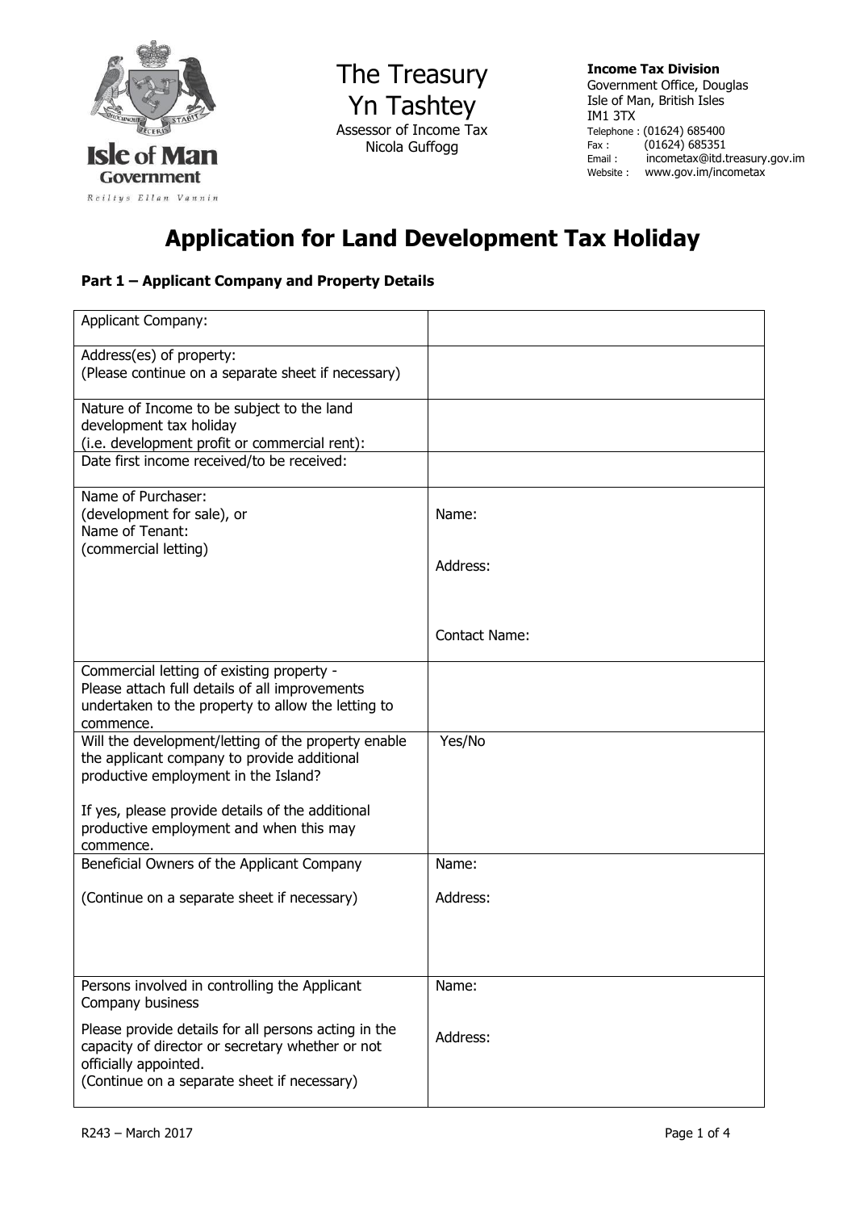The Treasury
Yn Tashtey
Assessor of Income Tax
Nicola Guffogg

**Income Tax Division**
Government Office, Douglas
Isle of Man, British Isles
IM1 3TX
Telephone : (01624) 685400
Fax : (01624) 685351
Email : incometax@itd.treasury.gov.im
Website : www.gov.im/incometax

# Application for Land Development Tax Holiday

### Part 1 – Applicant Company and Property Details

| | |
|---|---|
| Applicant Company: | |
| Address(es) of property:<br>(Please continue on a separate sheet if necessary) | |
| Nature of Income to be subject to the land development tax holiday<br>(i.e. development profit or commercial rent): | |
| Date first income received/to be received: | |
| Name of Purchaser:<br>(development for sale), or<br>Name of Tenant:<br>(commercial letting) | Name:<br><br>Address:<br><br>Contact Name: |
| Commercial letting of existing property -<br>Please attach full details of all improvements undertaken to the property to allow the letting to commence. | |
| Will the development/letting of the property enable the applicant company to provide additional productive employment in the Island?<br><br>If yes, please provide details of the additional productive employment and when this may commence. | Yes/No |
| Beneficial Owners of the Applicant Company<br><br>(Continue on a separate sheet if necessary) | Name:<br><br>Address: |
| Persons involved in controlling the Applicant Company business<br><br>Please provide details for all persons acting in the capacity of director or secretary whether or not officially appointed.<br>(Continue on a separate sheet if necessary) | Name:<br><br>Address: |

R243 – March 2017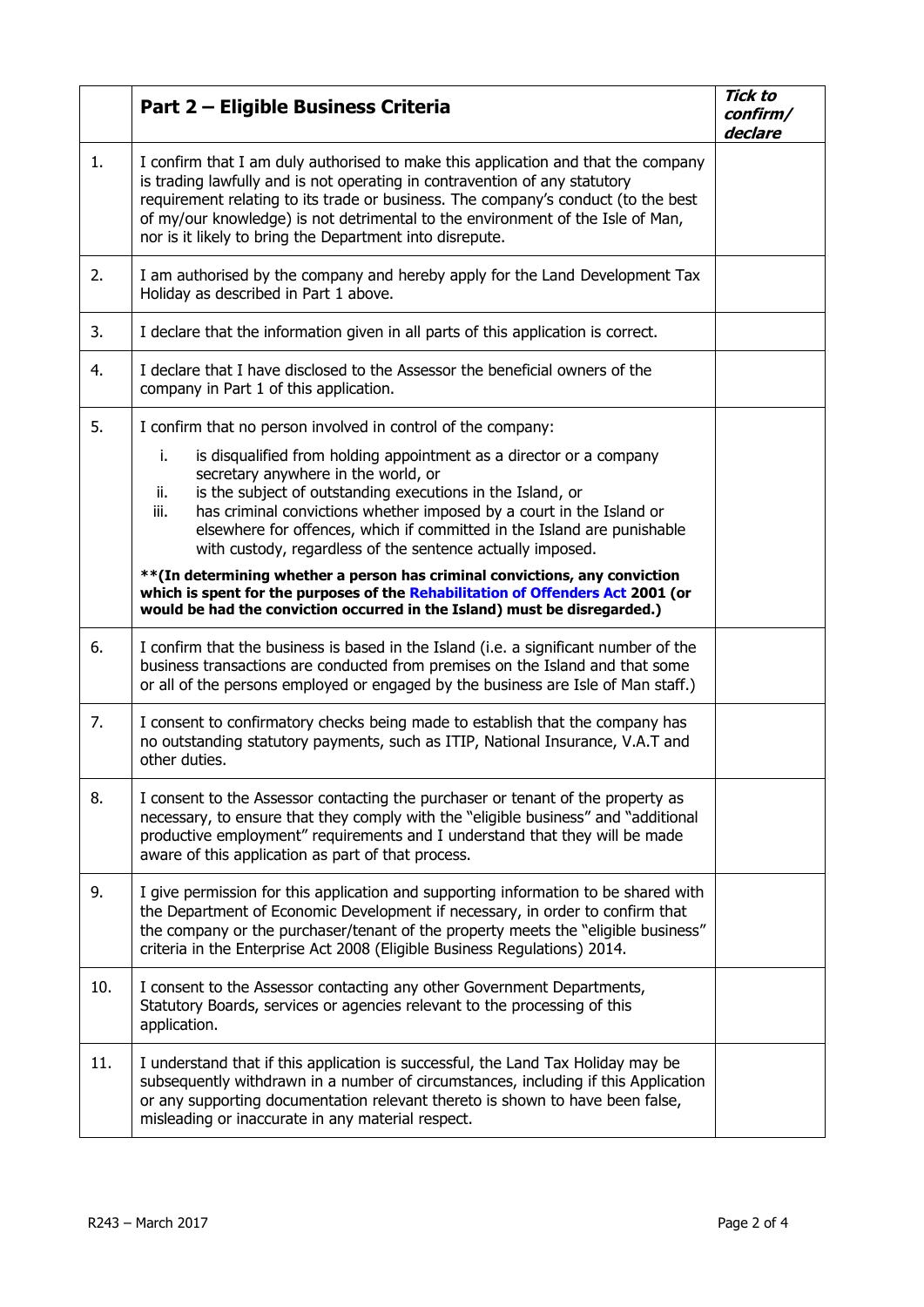| | **Part 2 – Eligible Business Criteria** | ***Tick to confirm/ declare*** |
|---|---|---|
| 1. | I confirm that I am duly authorised to make this application and that the company is trading lawfully and is not operating in contravention of any statutory requirement relating to its trade or business. The company's conduct (to the best of my/our knowledge) is not detrimental to the environment of the Isle of Man, nor is it likely to bring the Department into disrepute. | |
| 2. | I am authorised by the company and hereby apply for the Land Development Tax Holiday as described in Part 1 above. | |
| 3. | I declare that the information given in all parts of this application is correct. | |
| 4. | I declare that I have disclosed to the Assessor the beneficial owners of the company in Part 1 of this application. | |
| 5. | I confirm that no person involved in control of the company:<br>i. is disqualified from holding appointment as a director or a company secretary anywhere in the world, or<br>ii. is the subject of outstanding executions in the Island, or<br>iii. has criminal convictions whether imposed by a court in the Island or elsewhere for offences, which if committed in the Island are punishable with custody, regardless of the sentence actually imposed.<br>**\*\*(In determining whether a person has criminal convictions, any conviction which is spent for the purposes of the Rehabilitation of Offenders Act 2001 (or would be had the conviction occurred in the Island) must be disregarded.)** | |
| 6. | I confirm that the business is based in the Island (i.e. a significant number of the business transactions are conducted from premises on the Island and that some or all of the persons employed or engaged by the business are Isle of Man staff.) | |
| 7. | I consent to confirmatory checks being made to establish that the company has no outstanding statutory payments, such as ITIP, National Insurance, V.A.T and other duties. | |
| 8. | I consent to the Assessor contacting the purchaser or tenant of the property as necessary, to ensure that they comply with the "eligible business" and "additional productive employment" requirements and I understand that they will be made aware of this application as part of that process. | |
| 9. | I give permission for this application and supporting information to be shared with the Department of Economic Development if necessary, in order to confirm that the company or the purchaser/tenant of the property meets the "eligible business" criteria in the Enterprise Act 2008 (Eligible Business Regulations) 2014. | |
| 10. | I consent to the Assessor contacting any other Government Departments, Statutory Boards, services or agencies relevant to the processing of this application. | |
| 11. | I understand that if this application is successful, the Land Tax Holiday may be subsequently withdrawn in a number of circumstances, including if this Application or any supporting documentation relevant thereto is shown to have been false, misleading or inaccurate in any material respect. | |

R243 – March 2017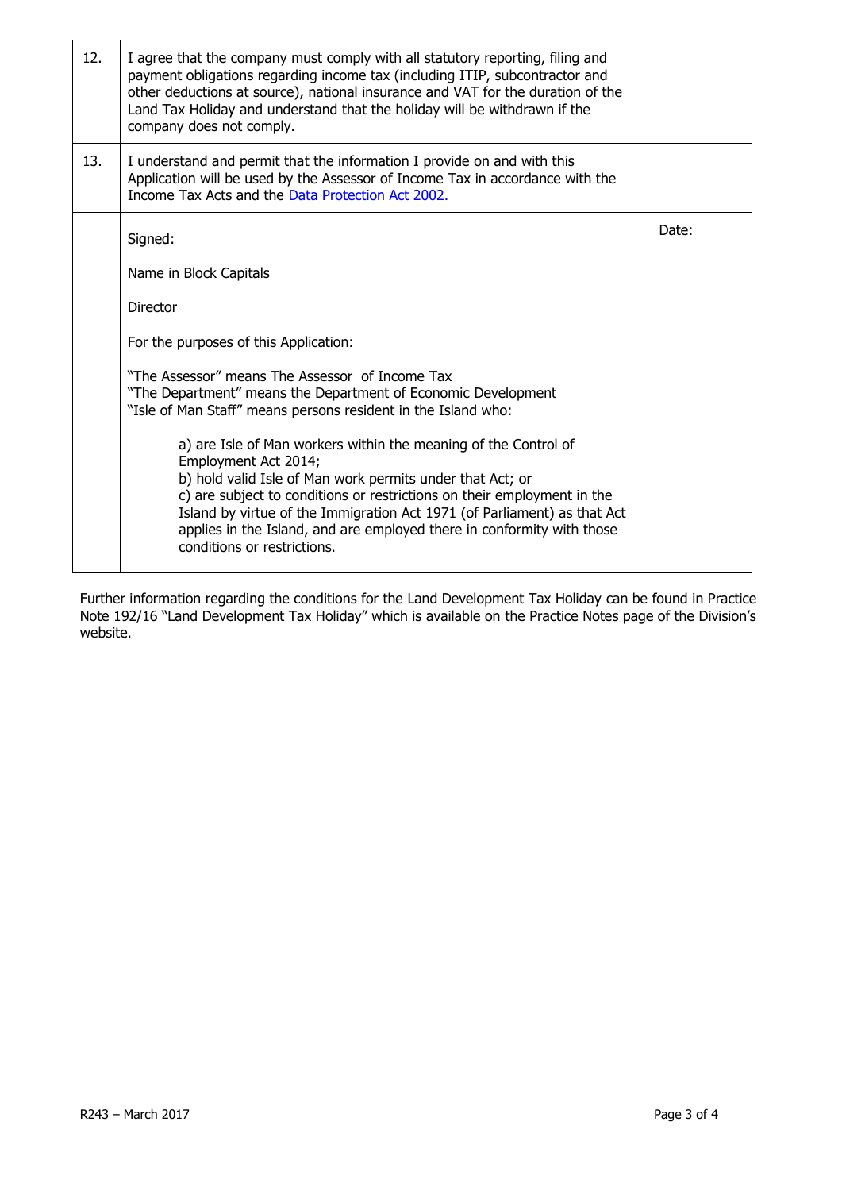| | | |
|---|---|---|
| 12. | I agree that the company must comply with all statutory reporting, filing and payment obligations regarding income tax (including ITIP, subcontractor and other deductions at source), national insurance and VAT for the duration of the Land Tax Holiday and understand that the holiday will be withdrawn if the company does not comply. | |
| 13. | I understand and permit that the information I provide on and with this Application will be used by the Assessor of Income Tax in accordance with the Income Tax Acts and the Data Protection Act 2002. | |
| | Signed:<br><br>Name in Block Capitals<br><br>Director | Date: |
| | For the purposes of this Application:<br><br>"The Assessor" means The Assessor of Income Tax<br>"The Department" means the Department of Economic Development<br>"Isle of Man Staff" means persons resident in the Island who:<br><br>a) are Isle of Man workers within the meaning of the Control of Employment Act 2014;<br>b) hold valid Isle of Man work permits under that Act; or<br>c) are subject to conditions or restrictions on their employment in the Island by virtue of the Immigration Act 1971 (of Parliament) as that Act applies in the Island, and are employed there in conformity with those conditions or restrictions. | |

Further information regarding the conditions for the Land Development Tax Holiday can be found in Practice Note 192/16 "Land Development Tax Holiday" which is available on the Practice Notes page of the Division's website.

R243 – March 2017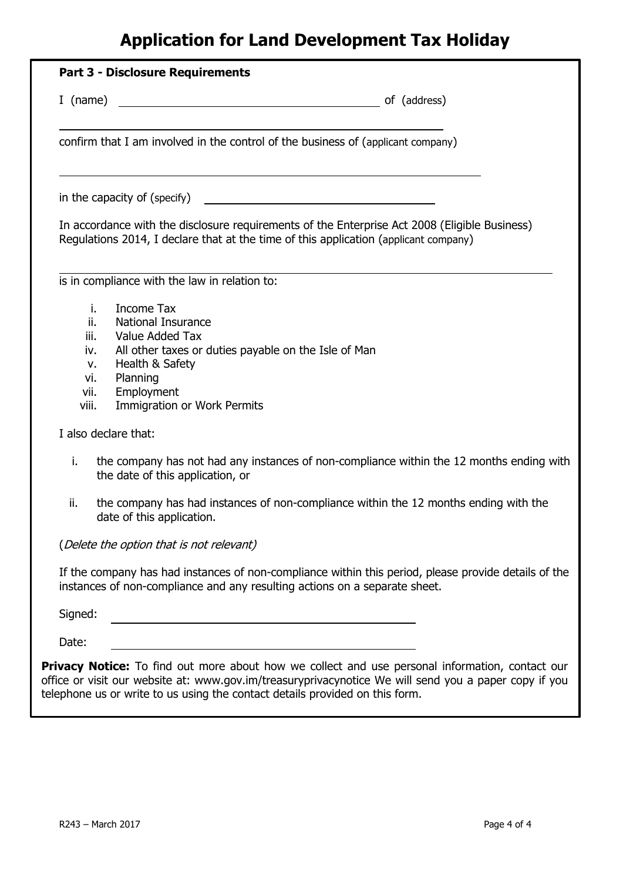# Application for Land Development Tax Holiday

**Part 3 - Disclosure Requirements**

I (name) ________________________________________ of (address)

________________________________________________________________

confirm that I am involved in the control of the business of (applicant company)

________________________________________________________________

in the capacity of (specify) ____________________________________

In accordance with the disclosure requirements of the Enterprise Act 2008 (Eligible Business) Regulations 2014, I declare that at the time of this application (applicant company)

________________________________________________________________

is in compliance with the law in relation to:

i. Income Tax
ii. National Insurance
iii. Value Added Tax
iv. All other taxes or duties payable on the Isle of Man
v. Health & Safety
vi. Planning
vii. Employment
viii. Immigration or Work Permits

I also declare that:

i. the company has not had any instances of non-compliance within the 12 months ending with the date of this application, or

ii. the company has had instances of non-compliance within the 12 months ending with the date of this application.

(*Delete the option that is not relevant)*

If the company has had instances of non-compliance within this period, please provide details of the instances of non-compliance and any resulting actions on a separate sheet.

Signed: ________________________________________

Date: ________________________________________

**Privacy Notice:** To find out more about how we collect and use personal information, contact our office or visit our website at: www.gov.im/treasuryprivacynotice We will send you a paper copy if you telephone us or write to us using the contact details provided on this form.

R243 – March 2017